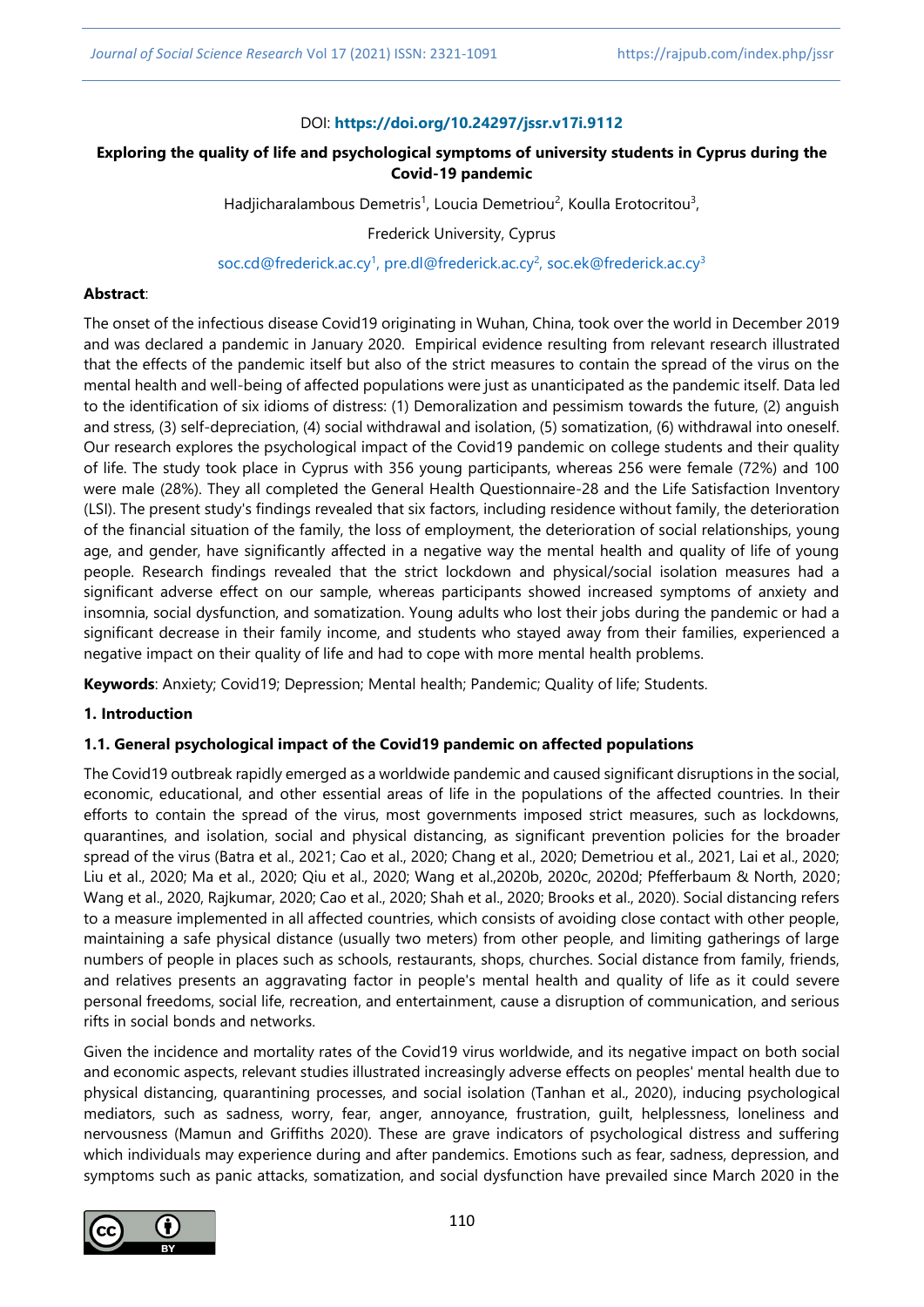DOI: **https://doi.org/10.24297/jssr.v17i.9112**

# Exploring the quality of life and psychological symptoms of university students in Cyprus during the Covid-19 pandemic

Hadjicharalambous Demetris[1], Loucia Demetriou[2], Koulla Erotocritou[3],

Frederick University, Cyprus

soc.cd@frederick.ac.cy[1], pre.dl@frederick.ac.cy[2], soc.ek@frederick.ac.cy[3]

**Abstract**:

The onset of the infectious disease Covid19 originating in Wuhan, China, took over the world in December 2019 and was declared a pandemic in January 2020. Empirical evidence resulting from relevant research illustrated that the effects of the pandemic itself but also of the strict measures to contain the spread of the virus on the mental health and well-being of affected populations were just as unanticipated as the pandemic itself. Data led to the identification of six idioms of distress: (1) Demoralization and pessimism towards the future, (2) anguish and stress, (3) self-depreciation, (4) social withdrawal and isolation, (5) somatization, (6) withdrawal into oneself. Our research explores the psychological impact of the Covid19 pandemic on college students and their quality of life. The study took place in Cyprus with 356 young participants, whereas 256 were female (72%) and 100 were male (28%). They all completed the General Health Questionnaire-28 and the Life Satisfaction Inventory (LSI). The present study's findings revealed that six factors, including residence without family, the deterioration of the financial situation of the family, the loss of employment, the deterioration of social relationships, young age, and gender, have significantly affected in a negative way the mental health and quality of life of young people. Research findings revealed that the strict lockdown and physical/social isolation measures had a significant adverse effect on our sample, whereas participants showed increased symptoms of anxiety and insomnia, social dysfunction, and somatization. Young adults who lost their jobs during the pandemic or had a significant decrease in their family income, and students who stayed away from their families, experienced a negative impact on their quality of life and had to cope with more mental health problems.

**Keywords**: Anxiety; Covid19; Depression; Mental health; Pandemic; Quality of life; Students.

## 1. Introduction

### 1.1. General psychological impact of the Covid19 pandemic on affected populations

The Covid19 outbreak rapidly emerged as a worldwide pandemic and caused significant disruptions in the social, economic, educational, and other essential areas of life in the populations of the affected countries. In their efforts to contain the spread of the virus, most governments imposed strict measures, such as lockdowns, quarantines, and isolation, social and physical distancing, as significant prevention policies for the broader spread of the virus (Batra et al., 2021; Cao et al., 2020; Chang et al., 2020; Demetriou et al., 2021, Lai et al., 2020; Liu et al., 2020; Ma et al., 2020; Qiu et al., 2020; Wang et al.,2020b, 2020c, 2020d; Pfefferbaum & North, 2020; Wang et al., 2020, Rajkumar, 2020; Cao et al., 2020; Shah et al., 2020; Brooks et al., 2020). Social distancing refers to a measure implemented in all affected countries, which consists of avoiding close contact with other people, maintaining a safe physical distance (usually two meters) from other people, and limiting gatherings of large numbers of people in places such as schools, restaurants, shops, churches. Social distance from family, friends, and relatives presents an aggravating factor in people's mental health and quality of life as it could severe personal freedoms, social life, recreation, and entertainment, cause a disruption of communication, and serious rifts in social bonds and networks.

Given the incidence and mortality rates of the Covid19 virus worldwide, and its negative impact on both social and economic aspects, relevant studies illustrated increasingly adverse effects on peoples' mental health due to physical distancing, quarantining processes, and social isolation (Tanhan et al., 2020), inducing psychological mediators, such as sadness, worry, fear, anger, annoyance, frustration, guilt, helplessness, loneliness and nervousness (Mamun and Griffiths 2020). These are grave indicators of psychological distress and suffering which individuals may experience during and after pandemics. Emotions such as fear, sadness, depression, and symptoms such as panic attacks, somatization, and social dysfunction have prevailed since March 2020 in the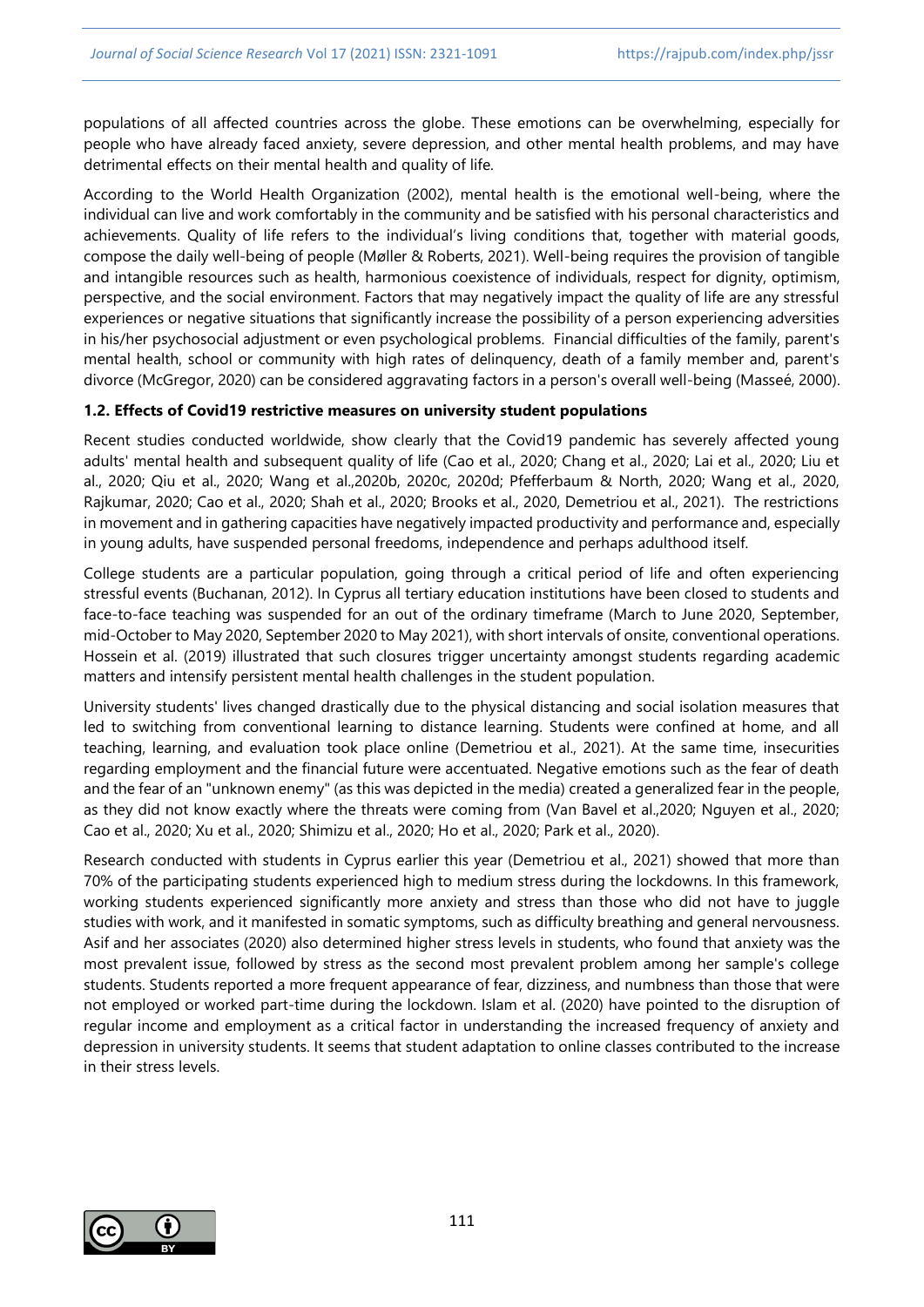populations of all affected countries across the globe. These emotions can be overwhelming, especially for people who have already faced anxiety, severe depression, and other mental health problems, and may have detrimental effects on their mental health and quality of life.

According to the World Health Organization (2002), mental health is the emotional well-being, where the individual can live and work comfortably in the community and be satisfied with his personal characteristics and achievements. Quality of life refers to the individual's living conditions that, together with material goods, compose the daily well-being of people (Møller & Roberts, 2021). Well-being requires the provision of tangible and intangible resources such as health, harmonious coexistence of individuals, respect for dignity, optimism, perspective, and the social environment. Factors that may negatively impact the quality of life are any stressful experiences or negative situations that significantly increase the possibility of a person experiencing adversities in his/her psychosocial adjustment or even psychological problems. Financial difficulties of the family, parent's mental health, school or community with high rates of delinquency, death of a family member and, parent's divorce (McGregor, 2020) can be considered aggravating factors in a person's overall well-being (Masseé, 2000).

### 1.2. Effects of Covid19 restrictive measures on university student populations

Recent studies conducted worldwide, show clearly that the Covid19 pandemic has severely affected young adults' mental health and subsequent quality of life (Cao et al., 2020; Chang et al., 2020; Lai et al., 2020; Liu et al., 2020; Qiu et al., 2020; Wang et al.,2020b, 2020c, 2020d; Pfefferbaum & North, 2020; Wang et al., 2020, Rajkumar, 2020; Cao et al., 2020; Shah et al., 2020; Brooks et al., 2020, Demetriou et al., 2021). The restrictions in movement and in gathering capacities have negatively impacted productivity and performance and, especially in young adults, have suspended personal freedoms, independence and perhaps adulthood itself.

College students are a particular population, going through a critical period of life and often experiencing stressful events (Buchanan, 2012). In Cyprus all tertiary education institutions have been closed to students and face-to-face teaching was suspended for an out of the ordinary timeframe (March to June 2020, September, mid-October to May 2020, September 2020 to May 2021), with short intervals of onsite, conventional operations. Hossein et al. (2019) illustrated that such closures trigger uncertainty amongst students regarding academic matters and intensify persistent mental health challenges in the student population.

University students' lives changed drastically due to the physical distancing and social isolation measures that led to switching from conventional learning to distance learning. Students were confined at home, and all teaching, learning, and evaluation took place online (Demetriou et al., 2021). At the same time, insecurities regarding employment and the financial future were accentuated. Negative emotions such as the fear of death and the fear of an "unknown enemy" (as this was depicted in the media) created a generalized fear in the people, as they did not know exactly where the threats were coming from (Van Bavel et al.,2020; Nguyen et al., 2020; Cao et al., 2020; Xu et al., 2020; Shimizu et al., 2020; Ho et al., 2020; Park et al., 2020).

Research conducted with students in Cyprus earlier this year (Demetriou et al., 2021) showed that more than 70% of the participating students experienced high to medium stress during the lockdowns. In this framework, working students experienced significantly more anxiety and stress than those who did not have to juggle studies with work, and it manifested in somatic symptoms, such as difficulty breathing and general nervousness. Asif and her associates (2020) also determined higher stress levels in students, who found that anxiety was the most prevalent issue, followed by stress as the second most prevalent problem among her sample's college students. Students reported a more frequent appearance of fear, dizziness, and numbness than those that were not employed or worked part-time during the lockdown. Islam et al. (2020) have pointed to the disruption of regular income and employment as a critical factor in understanding the increased frequency of anxiety and depression in university students. It seems that student adaptation to online classes contributed to the increase in their stress levels.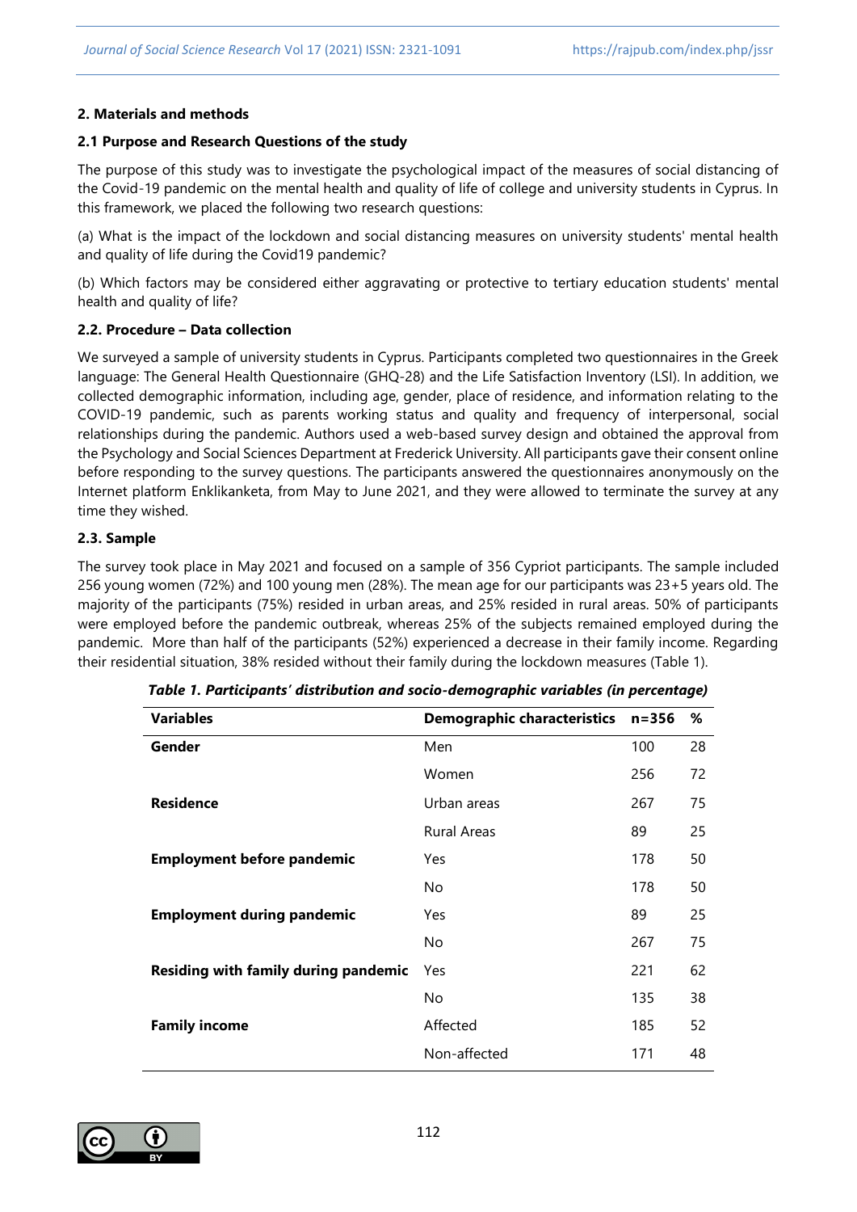## 2. Materials and methods

### 2.1 Purpose and Research Questions of the study

The purpose of this study was to investigate the psychological impact of the measures of social distancing of the Covid-19 pandemic on the mental health and quality of life of college and university students in Cyprus. In this framework, we placed the following two research questions:

(a) What is the impact of the lockdown and social distancing measures on university students' mental health and quality of life during the Covid19 pandemic?

(b) Which factors may be considered either aggravating or protective to tertiary education students' mental health and quality of life?

### 2.2. Procedure – Data collection

We surveyed a sample of university students in Cyprus. Participants completed two questionnaires in the Greek language: The General Health Questionnaire (GHQ-28) and the Life Satisfaction Inventory (LSI). In addition, we collected demographic information, including age, gender, place of residence, and information relating to the COVID-19 pandemic, such as parents working status and quality and frequency of interpersonal, social relationships during the pandemic. Authors used a web-based survey design and obtained the approval from the Psychology and Social Sciences Department at Frederick University. All participants gave their consent online before responding to the survey questions. The participants answered the questionnaires anonymously on the Internet platform Enklikanketa, from May to June 2021, and they were allowed to terminate the survey at any time they wished.

### 2.3. Sample

The survey took place in May 2021 and focused on a sample of 356 Cypriot participants. The sample included 256 young women (72%) and 100 young men (28%). The mean age for our participants was 23+5 years old. The majority of the participants (75%) resided in urban areas, and 25% resided in rural areas. 50% of participants were employed before the pandemic outbreak, whereas 25% of the subjects remained employed during the pandemic. More than half of the participants (52%) experienced a decrease in their family income. Regarding their residential situation, 38% resided without their family during the lockdown measures (Table 1).

***Table 1. Participants' distribution and socio-demographic variables (in percentage)***

| Variables | Demographic characteristics | n=356 | % |
|---|---|---|---|
| **Gender** | Men | 100 | 28 |
| | Women | 256 | 72 |
| **Residence** | Urban areas | 267 | 75 |
| | Rural Areas | 89 | 25 |
| **Employment before pandemic** | Yes | 178 | 50 |
| | No | 178 | 50 |
| **Employment during pandemic** | Yes | 89 | 25 |
| | No | 267 | 75 |
| **Residing with family during pandemic** | Yes | 221 | 62 |
| | No | 135 | 38 |
| **Family income** | Affected | 185 | 52 |
| | Non-affected | 171 | 48 |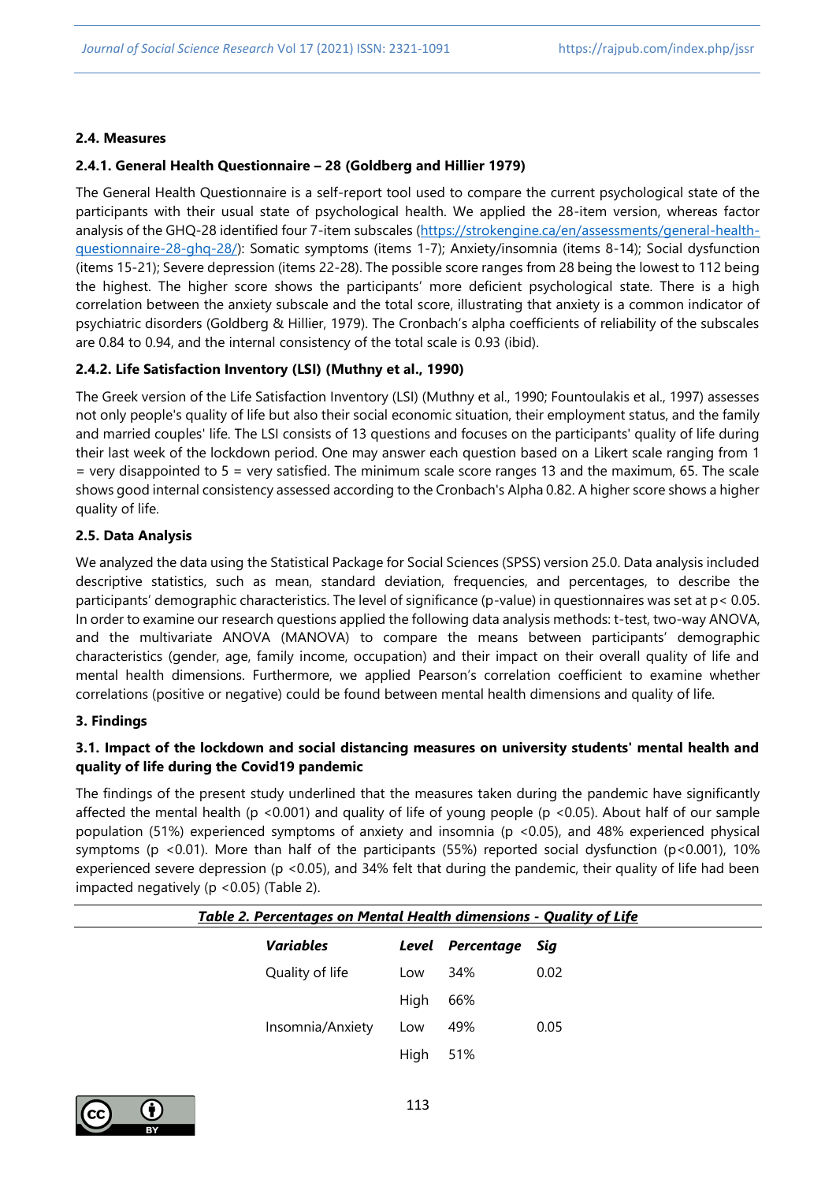### 2.4. Measures

#### 2.4.1. General Health Questionnaire – 28 (Goldberg and Hillier 1979)

The General Health Questionnaire is a self-report tool used to compare the current psychological state of the participants with their usual state of psychological health. We applied the 28-item version, whereas factor analysis of the GHQ-28 identified four 7-item subscales (https://strokengine.ca/en/assessments/general-health-questionnaire-28-ghq-28/): Somatic symptoms (items 1-7); Anxiety/insomnia (items 8-14); Social dysfunction (items 15-21); Severe depression (items 22-28). The possible score ranges from 28 being the lowest to 112 being the highest. The higher score shows the participants' more deficient psychological state. There is a high correlation between the anxiety subscale and the total score, illustrating that anxiety is a common indicator of psychiatric disorders (Goldberg & Hillier, 1979). The Cronbach's alpha coefficients of reliability of the subscales are 0.84 to 0.94, and the internal consistency of the total scale is 0.93 (ibid).

#### 2.4.2. Life Satisfaction Inventory (LSI) (Muthny et al., 1990)

The Greek version of the Life Satisfaction Inventory (LSI) (Muthny et al., 1990; Fountoulakis et al., 1997) assesses not only people's quality of life but also their social economic situation, their employment status, and the family and married couples' life. The LSI consists of 13 questions and focuses on the participants' quality of life during their last week of the lockdown period. One may answer each question based on a Likert scale ranging from 1 = very disappointed to 5 = very satisfied. The minimum scale score ranges 13 and the maximum, 65. The scale shows good internal consistency assessed according to the Cronbach's Alpha 0.82. A higher score shows a higher quality of life.

### 2.5. Data Analysis

We analyzed the data using the Statistical Package for Social Sciences (SPSS) version 25.0. Data analysis included descriptive statistics, such as mean, standard deviation, frequencies, and percentages, to describe the participants' demographic characteristics. The level of significance (p-value) in questionnaires was set at $p < 0.05$. In order to examine our research questions applied the following data analysis methods: t-test, two-way ANOVA, and the multivariate ANOVA (MANOVA) to compare the means between participants' demographic characteristics (gender, age, family income, occupation) and their impact on their overall quality of life and mental health dimensions. Furthermore, we applied Pearson's correlation coefficient to examine whether correlations (positive or negative) could be found between mental health dimensions and quality of life.

## 3. Findings

### 3.1. Impact of the lockdown and social distancing measures on university students' mental health and quality of life during the Covid19 pandemic

The findings of the present study underlined that the measures taken during the pandemic have significantly affected the mental health ($p < 0.001$) and quality of life of young people ($p < 0.05$). About half of our sample population (51%) experienced symptoms of anxiety and insomnia ($p < 0.05$), and 48% experienced physical symptoms ($p < 0.01$). More than half of the participants (55%) reported social dysfunction ($p < 0.001$), 10% experienced severe depression ($p < 0.05$), and 34% felt that during the pandemic, their quality of life had been impacted negatively ($p < 0.05$) (Table 2).

***Table 2. Percentages on Mental Health dimensions - Quality of Life***

| *Variables* | *Level* | *Percentage* | *Sig* |
|---|---|---|---|
| Quality of life | Low | 34% | 0.02 |
| | High | 66% | |
| Insomnia/Anxiety | Low | 49% | 0.05 |
| | High | 51% | |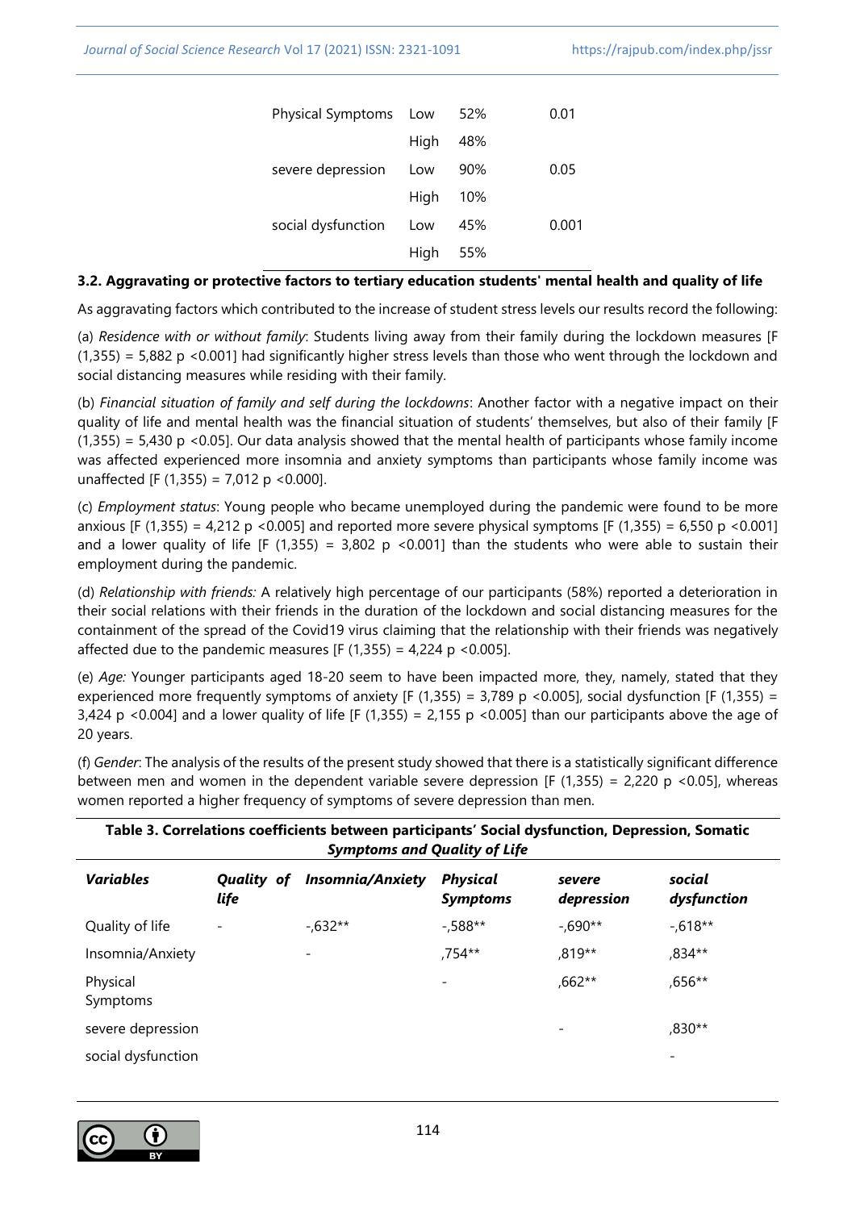| | | | |
|---|---|---|---|
| Physical Symptoms | Low | 52% | 0.01 |
| | High | 48% | |
| severe depression | Low | 90% | 0.05 |
| | High | 10% | |
| social dysfunction | Low | 45% | 0.001 |
| | High | 55% | |

### 3.2. Aggravating or protective factors to tertiary education students' mental health and quality of life

As aggravating factors which contributed to the increase of student stress levels our results record the following:

(a) *Residence with or without family*: Students living away from their family during the lockdown measures [$F (1,355) = 5,882$ $p < 0.001$] had significantly higher stress levels than those who went through the lockdown and social distancing measures while residing with their family.

(b) *Financial situation of family and self during the lockdowns*: Another factor with a negative impact on their quality of life and mental health was the financial situation of students' themselves, but also of their family [$F (1,355) = 5,430$ $p < 0.05$]. Our data analysis showed that the mental health of participants whose family income was affected experienced more insomnia and anxiety symptoms than participants whose family income was unaffected [$F (1,355) = 7,012$ $p < 0.000$].

(c) *Employment status*: Young people who became unemployed during the pandemic were found to be more anxious [$F (1,355) = 4,212$ $p < 0.005$] and reported more severe physical symptoms [$F (1,355) = 6,550$ $p < 0.001$] and a lower quality of life [$F (1,355) = 3,802$ $p < 0.001$] than the students who were able to sustain their employment during the pandemic.

(d) *Relationship with friends:* A relatively high percentage of our participants (58%) reported a deterioration in their social relations with their friends in the duration of the lockdown and social distancing measures for the containment of the spread of the Covid19 virus claiming that the relationship with their friends was negatively affected due to the pandemic measures [$F (1,355) = 4,224$ $p < 0.005$].

(e) *Age:* Younger participants aged 18-20 seem to have been impacted more, they, namely, stated that they experienced more frequently symptoms of anxiety [$F (1,355) = 3,789$ $p < 0.005$], social dysfunction [$F (1,355) = 3,424$ $p < 0.004$] and a lower quality of life [$F (1,355) = 2,155$ $p < 0.005$] than our participants above the age of 20 years.

(f) *Gender*: The analysis of the results of the present study showed that there is a statistically significant difference between men and women in the dependent variable severe depression [$F (1,355) = 2,220$ $p < 0.05$], whereas women reported a higher frequency of symptoms of severe depression than men.

**Table 3. Correlations coefficients between participants' Social dysfunction, Depression, Somatic *Symptoms and Quality of Life***

| ***Variables*** | ***Quality of life*** | ***Insomnia/Anxiety*** | ***Physical Symptoms*** | ***severe depression*** | ***social dysfunction*** |
|---|---|---|---|---|---|
| Quality of life | - | -,632** | -,588** | -,690** | -,618** |
| Insomnia/Anxiety | | - | ,754** | ,819** | ,834** |
| Physical Symptoms | | | - | ,662** | ,656** |
| severe depression | | | | - | ,830** |
| social dysfunction | | | | | - |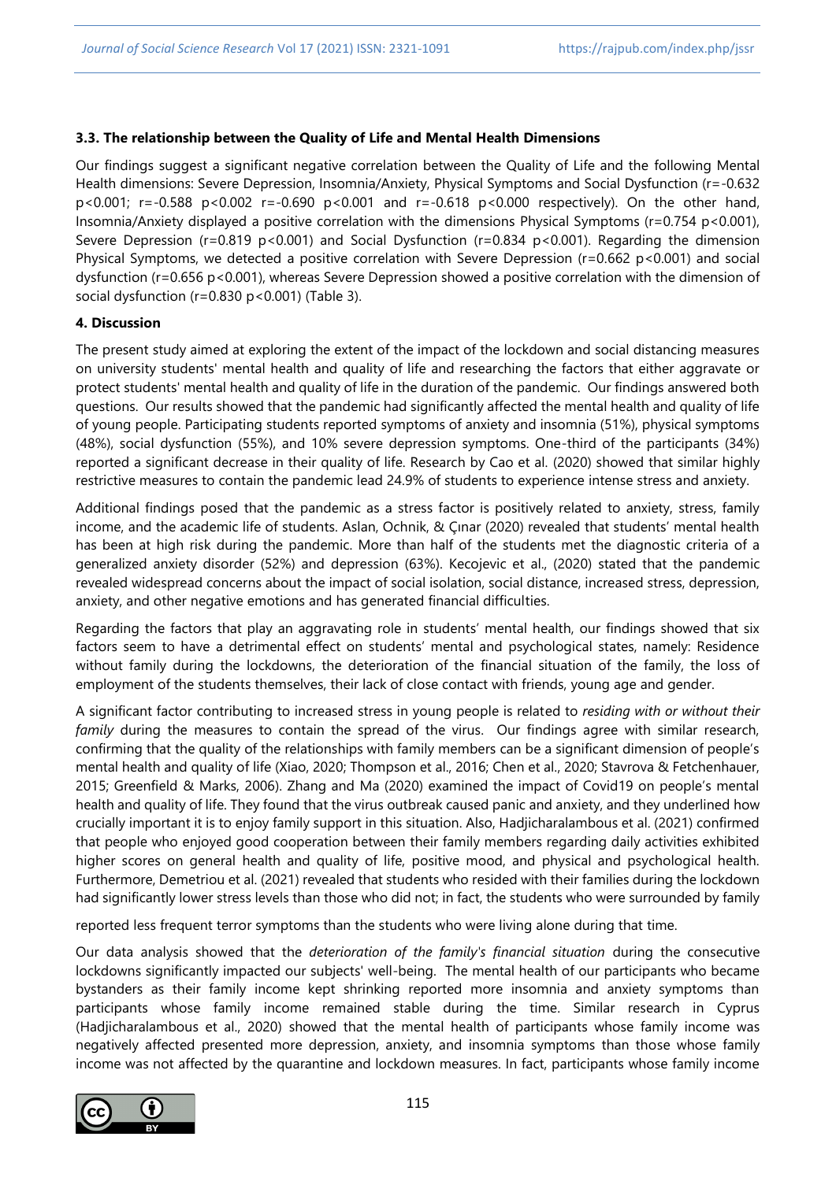### 3.3. The relationship between the Quality of Life and Mental Health Dimensions

Our findings suggest a significant negative correlation between the Quality of Life and the following Mental Health dimensions: Severe Depression, Insomnia/Anxiety, Physical Symptoms and Social Dysfunction ($r=-0.632$ $p<0.001$; $r=-0.588$ $p<0.002$ $r=-0.690$ $p<0.001$ and $r=-0.618$ $p<0.000$ respectively). On the other hand, Insomnia/Anxiety displayed a positive correlation with the dimensions Physical Symptoms ($r=0.754$ $p<0.001$), Severe Depression ($r=0.819$ $p<0.001$) and Social Dysfunction ($r=0.834$ $p<0.001$). Regarding the dimension Physical Symptoms, we detected a positive correlation with Severe Depression ($r=0.662$ $p<0.001$) and social dysfunction ($r=0.656$ $p<0.001$), whereas Severe Depression showed a positive correlation with the dimension of social dysfunction ($r=0.830$ $p<0.001$) (Table 3).

## 4. Discussion

The present study aimed at exploring the extent of the impact of the lockdown and social distancing measures on university students' mental health and quality of life and researching the factors that either aggravate or protect students' mental health and quality of life in the duration of the pandemic. Our findings answered both questions. Our results showed that the pandemic had significantly affected the mental health and quality of life of young people. Participating students reported symptoms of anxiety and insomnia (51%), physical symptoms (48%), social dysfunction (55%), and 10% severe depression symptoms. One-third of the participants (34%) reported a significant decrease in their quality of life. Research by Cao et al. (2020) showed that similar highly restrictive measures to contain the pandemic lead 24.9% of students to experience intense stress and anxiety.

Additional findings posed that the pandemic as a stress factor is positively related to anxiety, stress, family income, and the academic life of students. Aslan, Ochnik, & Çınar (2020) revealed that students' mental health has been at high risk during the pandemic. More than half of the students met the diagnostic criteria of a generalized anxiety disorder (52%) and depression (63%). Kecojevic et al., (2020) stated that the pandemic revealed widespread concerns about the impact of social isolation, social distance, increased stress, depression, anxiety, and other negative emotions and has generated financial difficulties.

Regarding the factors that play an aggravating role in students' mental health, our findings showed that six factors seem to have a detrimental effect on students' mental and psychological states, namely: Residence without family during the lockdowns, the deterioration of the financial situation of the family, the loss of employment of the students themselves, their lack of close contact with friends, young age and gender.

A significant factor contributing to increased stress in young people is related to *residing with or without their family* during the measures to contain the spread of the virus. Our findings agree with similar research, confirming that the quality of the relationships with family members can be a significant dimension of people's mental health and quality of life (Xiao, 2020; Thompson et al., 2016; Chen et al., 2020; Stavrova & Fetchenhauer, 2015; Greenfield & Marks, 2006). Zhang and Ma (2020) examined the impact of Covid19 on people's mental health and quality of life. They found that the virus outbreak caused panic and anxiety, and they underlined how crucially important it is to enjoy family support in this situation. Also, Hadjicharalambous et al. (2021) confirmed that people who enjoyed good cooperation between their family members regarding daily activities exhibited higher scores on general health and quality of life, positive mood, and physical and psychological health. Furthermore, Demetriou et al. (2021) revealed that students who resided with their families during the lockdown had significantly lower stress levels than those who did not; in fact, the students who were surrounded by family reported less frequent terror symptoms than the students who were living alone during that time.

Our data analysis showed that the *deterioration of the family's financial situation* during the consecutive lockdowns significantly impacted our subjects' well-being. The mental health of our participants who became bystanders as their family income kept shrinking reported more insomnia and anxiety symptoms than participants whose family income remained stable during the time. Similar research in Cyprus (Hadjicharalambous et al., 2020) showed that the mental health of participants whose family income was negatively affected presented more depression, anxiety, and insomnia symptoms than those whose family income was not affected by the quarantine and lockdown measures. In fact, participants whose family income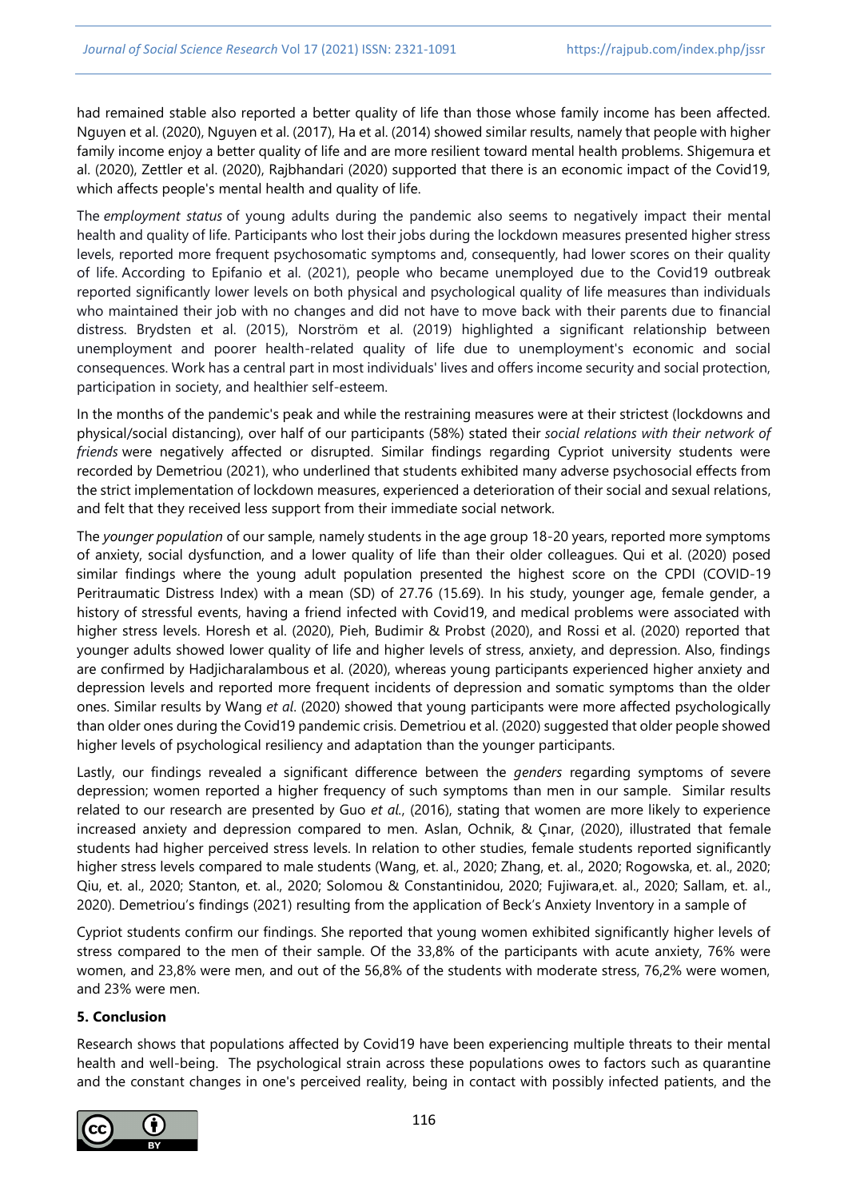had remained stable also reported a better quality of life than those whose family income has been affected. Nguyen et al. (2020), Nguyen et al. (2017), Ha et al. (2014) showed similar results, namely that people with higher family income enjoy a better quality of life and are more resilient toward mental health problems. Shigemura et al. (2020), Zettler et al. (2020), Rajbhandari (2020) supported that there is an economic impact of the Covid19, which affects people's mental health and quality of life.

The *employment status* of young adults during the pandemic also seems to negatively impact their mental health and quality of life. Participants who lost their jobs during the lockdown measures presented higher stress levels, reported more frequent psychosomatic symptoms and, consequently, had lower scores on their quality of life. According to Epifanio et al. (2021), people who became unemployed due to the Covid19 outbreak reported significantly lower levels on both physical and psychological quality of life measures than individuals who maintained their job with no changes and did not have to move back with their parents due to financial distress. Brydsten et al. (2015), Norström et al. (2019) highlighted a significant relationship between unemployment and poorer health-related quality of life due to unemployment's economic and social consequences. Work has a central part in most individuals' lives and offers income security and social protection, participation in society, and healthier self-esteem.

In the months of the pandemic's peak and while the restraining measures were at their strictest (lockdowns and physical/social distancing), over half of our participants (58%) stated their *social relations with their network of friends* were negatively affected or disrupted. Similar findings regarding Cypriot university students were recorded by Demetriou (2021), who underlined that students exhibited many adverse psychosocial effects from the strict implementation of lockdown measures, experienced a deterioration of their social and sexual relations, and felt that they received less support from their immediate social network.

The *younger population* of our sample, namely students in the age group 18-20 years, reported more symptoms of anxiety, social dysfunction, and a lower quality of life than their older colleagues. Qui et al. (2020) posed similar findings where the young adult population presented the highest score on the CPDI (COVID-19 Peritraumatic Distress Index) with a mean (SD) of 27.76 (15.69). In his study, younger age, female gender, a history of stressful events, having a friend infected with Covid19, and medical problems were associated with higher stress levels. Horesh et al. (2020), Pieh, Budimir & Probst (2020), and Rossi et al. (2020) reported that younger adults showed lower quality of life and higher levels of stress, anxiety, and depression. Also, findings are confirmed by Hadjicharalambous et al. (2020), whereas young participants experienced higher anxiety and depression levels and reported more frequent incidents of depression and somatic symptoms than the older ones. Similar results by Wang *et al*. (2020) showed that young participants were more affected psychologically than older ones during the Covid19 pandemic crisis. Demetriou et al. (2020) suggested that older people showed higher levels of psychological resiliency and adaptation than the younger participants.

Lastly, our findings revealed a significant difference between the *genders* regarding symptoms of severe depression; women reported a higher frequency of such symptoms than men in our sample. Similar results related to our research are presented by Guo *et al.*, (2016), stating that women are more likely to experience increased anxiety and depression compared to men. Aslan, Ochnik, & Çınar, (2020), illustrated that female students had higher perceived stress levels. In relation to other studies, female students reported significantly higher stress levels compared to male students (Wang, et. al., 2020; Zhang, et. al., 2020; Rogowska, et. al., 2020; Qiu, et. al., 2020; Stanton, et. al., 2020; Solomou & Constantinidou, 2020; Fujiwara,et. al., 2020; Sallam, et. al., 2020). Demetriou's findings (2021) resulting from the application of Beck's Anxiety Inventory in a sample of Cypriot students confirm our findings. She reported that young women exhibited significantly higher levels of stress compared to the men of their sample. Of the 33,8% of the participants with acute anxiety, 76% were women, and 23,8% were men, and out of the 56,8% of the students with moderate stress, 76,2% were women, and 23% were men.

## 5. Conclusion

Research shows that populations affected by Covid19 have been experiencing multiple threats to their mental health and well-being. The psychological strain across these populations owes to factors such as quarantine and the constant changes in one's perceived reality, being in contact with possibly infected patients, and the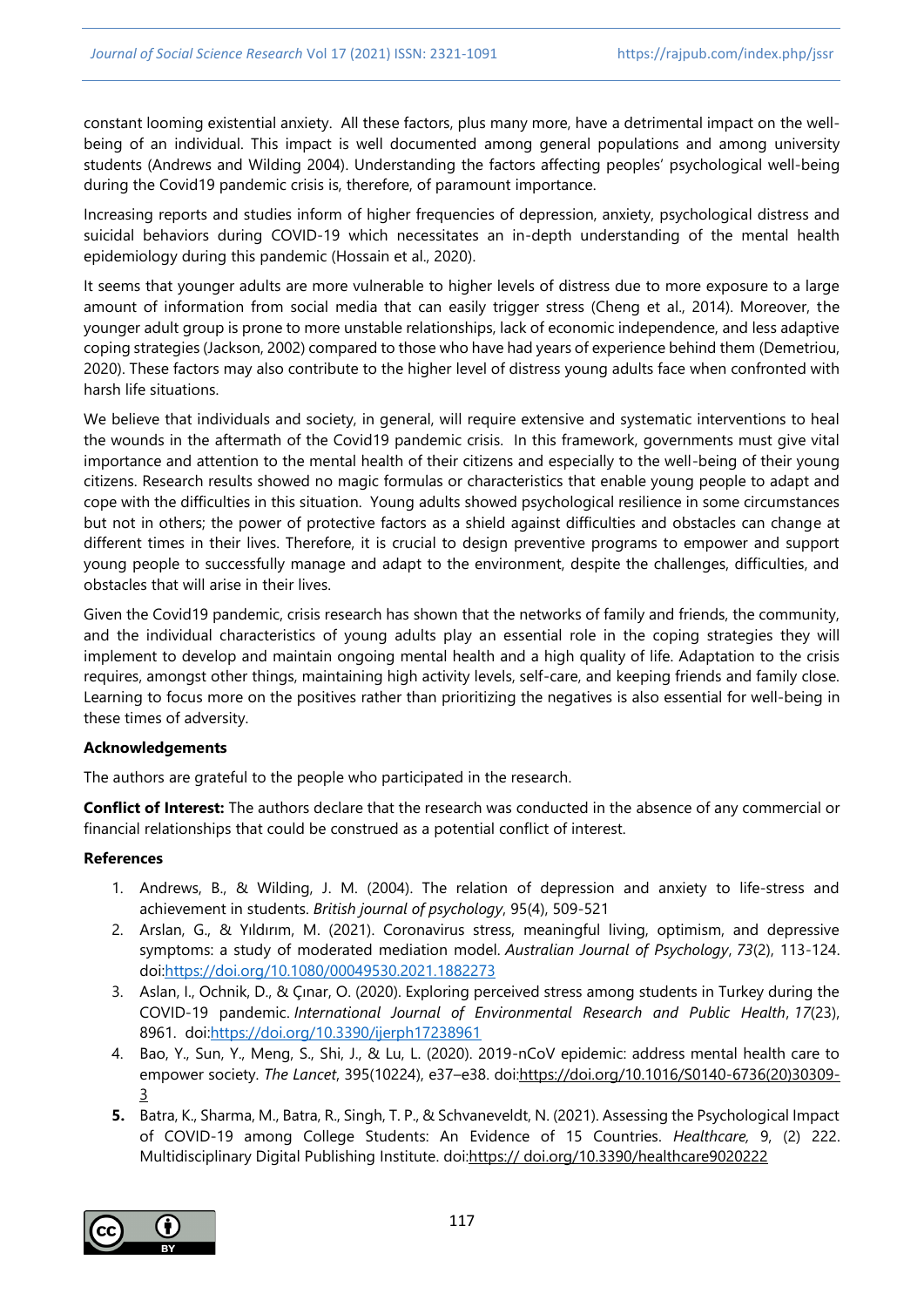constant looming existential anxiety. All these factors, plus many more, have a detrimental impact on the well-being of an individual. This impact is well documented among general populations and among university students (Andrews and Wilding 2004). Understanding the factors affecting peoples' psychological well-being during the Covid19 pandemic crisis is, therefore, of paramount importance.

Increasing reports and studies inform of higher frequencies of depression, anxiety, psychological distress and suicidal behaviors during COVID-19 which necessitates an in-depth understanding of the mental health epidemiology during this pandemic (Hossain et al., 2020).

It seems that younger adults are more vulnerable to higher levels of distress due to more exposure to a large amount of information from social media that can easily trigger stress (Cheng et al., 2014). Moreover, the younger adult group is prone to more unstable relationships, lack of economic independence, and less adaptive coping strategies (Jackson, 2002) compared to those who have had years of experience behind them (Demetriou, 2020). These factors may also contribute to the higher level of distress young adults face when confronted with harsh life situations.

We believe that individuals and society, in general, will require extensive and systematic interventions to heal the wounds in the aftermath of the Covid19 pandemic crisis. In this framework, governments must give vital importance and attention to the mental health of their citizens and especially to the well-being of their young citizens. Research results showed no magic formulas or characteristics that enable young people to adapt and cope with the difficulties in this situation. Young adults showed psychological resilience in some circumstances but not in others; the power of protective factors as a shield against difficulties and obstacles can change at different times in their lives. Therefore, it is crucial to design preventive programs to empower and support young people to successfully manage and adapt to the environment, despite the challenges, difficulties, and obstacles that will arise in their lives.

Given the Covid19 pandemic, crisis research has shown that the networks of family and friends, the community, and the individual characteristics of young adults play an essential role in the coping strategies they will implement to develop and maintain ongoing mental health and a high quality of life. Adaptation to the crisis requires, amongst other things, maintaining high activity levels, self-care, and keeping friends and family close. Learning to focus more on the positives rather than prioritizing the negatives is also essential for well-being in these times of adversity.

**Acknowledgements**

The authors are grateful to the people who participated in the research.

**Conflict of Interest:** The authors declare that the research was conducted in the absence of any commercial or financial relationships that could be construed as a potential conflict of interest.

**References**

1. Andrews, B., & Wilding, J. M. (2004). The relation of depression and anxiety to life-stress and achievement in students. *British journal of psychology*, 95(4), 509-521
2. Arslan, G., & Yıldırım, M. (2021). Coronavirus stress, meaningful living, optimism, and depressive symptoms: a study of moderated mediation model. *Australian Journal of Psychology*, *73*(2), 113-124. doi:https://doi.org/10.1080/00049530.2021.1882273
3. Aslan, I., Ochnik, D., & Çınar, O. (2020). Exploring perceived stress among students in Turkey during the COVID-19 pandemic. *International Journal of Environmental Research and Public Health*, *17*(23), 8961. doi:https://doi.org/10.3390/ijerph17238961
4. Bao, Y., Sun, Y., Meng, S., Shi, J., & Lu, L. (2020). 2019-nCoV epidemic: address mental health care to empower society. *The Lancet*, 395(10224), e37–e38. doi:https://doi.org/10.1016/S0140-6736(20)30309-3
5. Batra, K., Sharma, M., Batra, R., Singh, T. P., & Schvaneveldt, N. (2021). Assessing the Psychological Impact of COVID-19 among College Students: An Evidence of 15 Countries. *Healthcare,* 9, (2) 222. Multidisciplinary Digital Publishing Institute. doi:https:// doi.org/10.3390/healthcare9020222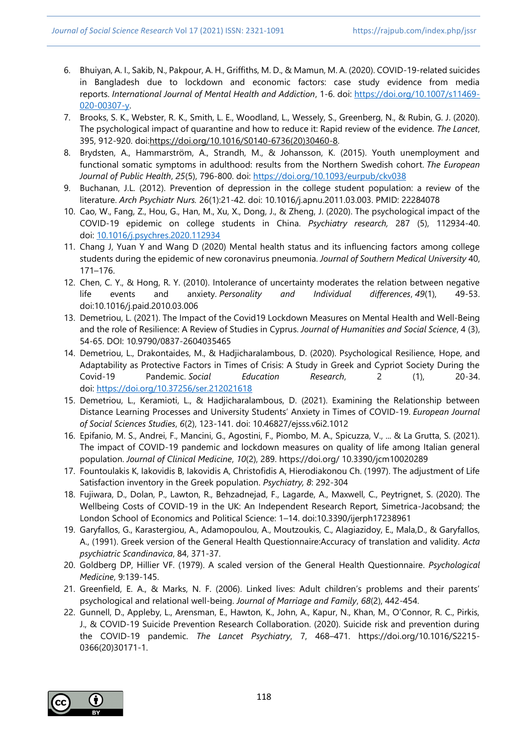6. Bhuiyan, A. I., Sakib, N., Pakpour, A. H., Griffiths, M. D., & Mamun, M. A. (2020). COVID-19-related suicides in Bangladesh due to lockdown and economic factors: case study evidence from media reports. *International Journal of Mental Health and Addiction*, 1-6. doi: https://doi.org/10.1007/s11469-020-00307-y.
7. Brooks, S. K., Webster, R. K., Smith, L. E., Woodland, L., Wessely, S., Greenberg, N., & Rubin, G. J. (2020). The psychological impact of quarantine and how to reduce it: Rapid review of the evidence. *The Lancet*, 395, 912-920. doi:https://doi.org/10.1016/S0140-6736(20)30460-8.
8. Brydsten, A., Hammarström, A., Strandh, M., & Johansson, K. (2015). Youth unemployment and functional somatic symptoms in adulthood: results from the Northern Swedish cohort. *The European Journal of Public Health*, *25*(5), 796-800. doi: https://doi.org/10.1093/eurpub/ckv038
9. Buchanan, J.L. (2012). Prevention of depression in the college student population: a review of the literature. *Arch Psychiatr Nurs.* 26(1):21-42. doi: 10.1016/j.apnu.2011.03.003. PMID: 22284078
10. Cao, W., Fang, Z., Hou, G., Han, M., Xu, X., Dong, J., & Zheng, J. (2020). The psychological impact of the COVID-19 epidemic on college students in China. *Psychiatry research,* 287 (5), 112934-40. doi: 10.1016/j.psychres.2020.112934
11. Chang J, Yuan Y and Wang D (2020) Mental health status and its influencing factors among college students during the epidemic of new coronavirus pneumonia. *Journal of Southern Medical University* 40, 171–176.
12. Chen, C. Y., & Hong, R. Y. (2010). Intolerance of uncertainty moderates the relation between negative life events and anxiety. *Personality and Individual differences*, *49*(1), 49-53. doi:10.1016/j.paid.2010.03.006
13. Demetriou, L. (2021). The Impact of the Covid19 Lockdown Measures on Mental Health and Well-Being and the role of Resilience: A Review of Studies in Cyprus. *Journal of Humanities and Social Science*, 4 (3), 54-65. DOI: 10.9790/0837-2604035465
14. Demetriou, L., Drakontaides, M., & Hadjicharalambous, D. (2020). Psychological Resilience, Hope, and Adaptability as Protective Factors in Times of Crisis: A Study in Greek and Cypriot Society During the Covid-19 Pandemic. *Social Education Research*, 2 (1), 20-34. doi: https://doi.org/10.37256/ser.212021618
15. Demetriou, L., Keramioti, L., & Hadjicharalambous, D. (2021). Examining the Relationship between Distance Learning Processes and University Students' Anxiety in Times of COVID-19. *European Journal of Social Sciences Studies*, *6*(2), 123-141. doi: 10.46827/ejsss.v6i2.1012
16. Epifanio, M. S., Andrei, F., Mancini, G., Agostini, F., Piombo, M. A., Spicuzza, V., ... & La Grutta, S. (2021). The impact of COVID-19 pandemic and lockdown measures on quality of life among Italian general population. *Journal of Clinical Medicine*, *10*(2), 289. https://doi.org/ 10.3390/jcm10020289
17. Fountoulakis K, Iakovidis B, Iakovidis A, Christofidis A, Hierodiakonou Ch. (1997). The adjustment of Life Satisfaction inventory in the Greek population. *Psychiatry, 8*: 292-304
18. Fujiwara, D., Dolan, P., Lawton, R., Behzadnejad, F., Lagarde, A., Maxwell, C., Peytrignet, S. (2020). The Wellbeing Costs of COVID-19 in the UK: An Independent Research Report, Simetrica-Jacobsand; the London School of Economics and Political Science: 1–14. doi:10.3390/ijerph17238961
19. Garyfallos, G., Karastergiou, A., Adamopoulou, A., Moutzoukis, C., Alagiazidoy, E., Mala,D., & Garyfallos, A., (1991). Greek version of the General Health Questionnaire:Accuracy of translation and validity. *Acta psychiatric Scandinavica*, 84, 371-37.
20. Goldberg DP, Hillier VF. (1979). A scaled version of the General Health Questionnaire. *Psychological Medicine*, 9:139-145.
21. Greenfield, E. A., & Marks, N. F. (2006). Linked lives: Adult children's problems and their parents' psychological and relational well-being. *Journal of Marriage and Family*, *68*(2), 442-454.
22. Gunnell, D., Appleby, L., Arensman, E., Hawton, K., John, A., Kapur, N., Khan, M., O'Connor, R. C., Pirkis, J., & COVID-19 Suicide Prevention Research Collaboration. (2020). Suicide risk and prevention during the COVID-19 pandemic. *The Lancet Psychiatry*, 7, 468–471. https://doi.org/10.1016/S2215-0366(20)30171-1.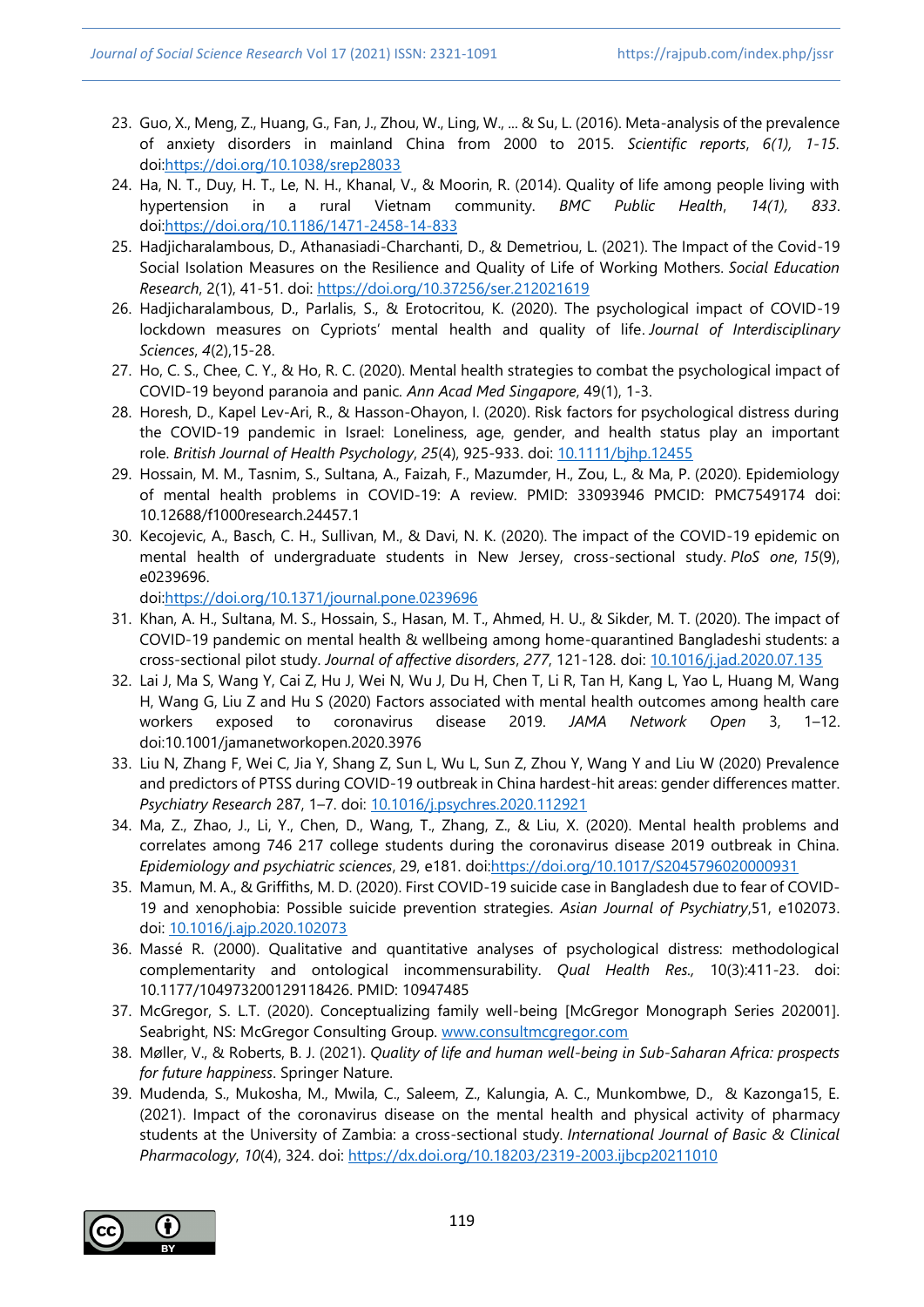23. Guo, X., Meng, Z., Huang, G., Fan, J., Zhou, W., Ling, W., ... & Su, L. (2016). Meta-analysis of the prevalence of anxiety disorders in mainland China from 2000 to 2015. *Scientific reports*, *6(1), 1-15.* doi:https://doi.org/10.1038/srep28033
24. Ha, N. T., Duy, H. T., Le, N. H., Khanal, V., & Moorin, R. (2014). Quality of life among people living with hypertension in a rural Vietnam community. *BMC Public Health*, *14(1), 833*. doi:https://doi.org/10.1186/1471-2458-14-833
25. Hadjicharalambous, D., Athanasiadi-Charchanti, D., & Demetriou, L. (2021). The Impact of the Covid-19 Social Isolation Measures on the Resilience and Quality of Life of Working Mothers. *Social Education Research*, 2(1), 41-51. doi: https://doi.org/10.37256/ser.212021619
26. Hadjicharalambous, D., Parlalis, S., & Erotocritou, K. (2020). The psychological impact of COVID-19 lockdown measures on Cypriots' mental health and quality of life. *Journal of Interdisciplinary Sciences*, *4*(2),15-28.
27. Ho, C. S., Chee, C. Y., & Ho, R. C. (2020). Mental health strategies to combat the psychological impact of COVID-19 beyond paranoia and panic. *Ann Acad Med Singapore*, 49(1), 1-3.
28. Horesh, D., Kapel Lev-Ari, R., & Hasson-Ohayon, I. (2020). Risk factors for psychological distress during the COVID-19 pandemic in Israel: Loneliness, age, gender, and health status play an important role. *British Journal of Health Psychology*, *25*(4), 925-933. doi: 10.1111/bjhp.12455
29. Hossain, M. M., Tasnim, S., Sultana, A., Faizah, F., Mazumder, H., Zou, L., & Ma, P. (2020). Epidemiology of mental health problems in COVID-19: A review. PMID: 33093946 PMCID: PMC7549174 doi: 10.12688/f1000research.24457.1
30. Kecojevic, A., Basch, C. H., Sullivan, M., & Davi, N. K. (2020). The impact of the COVID-19 epidemic on mental health of undergraduate students in New Jersey, cross-sectional study. *PloS one*, *15*(9), e0239696. doi:https://doi.org/10.1371/journal.pone.0239696
31. Khan, A. H., Sultana, M. S., Hossain, S., Hasan, M. T., Ahmed, H. U., & Sikder, M. T. (2020). The impact of COVID-19 pandemic on mental health & wellbeing among home-quarantined Bangladeshi students: a cross-sectional pilot study. *Journal of affective disorders*, *277*, 121-128. doi: 10.1016/j.jad.2020.07.135
32. Lai J, Ma S, Wang Y, Cai Z, Hu J, Wei N, Wu J, Du H, Chen T, Li R, Tan H, Kang L, Yao L, Huang M, Wang H, Wang G, Liu Z and Hu S (2020) Factors associated with mental health outcomes among health care workers exposed to coronavirus disease 2019. *JAMA Network Open* 3, 1–12. doi:10.1001/jamanetworkopen.2020.3976
33. Liu N, Zhang F, Wei C, Jia Y, Shang Z, Sun L, Wu L, Sun Z, Zhou Y, Wang Y and Liu W (2020) Prevalence and predictors of PTSS during COVID-19 outbreak in China hardest-hit areas: gender differences matter. *Psychiatry Research* 287, 1–7. doi: 10.1016/j.psychres.2020.112921
34. Ma, Z., Zhao, J., Li, Y., Chen, D., Wang, T., Zhang, Z., & Liu, X. (2020). Mental health problems and correlates among 746 217 college students during the coronavirus disease 2019 outbreak in China. *Epidemiology and psychiatric sciences*, 29, e181. doi:https://doi.org/10.1017/S2045796020000931
35. Mamun, M. A., & Griffiths, M. D. (2020). First COVID-19 suicide case in Bangladesh due to fear of COVID-19 and xenophobia: Possible suicide prevention strategies. *Asian Journal of Psychiatry*,51, e102073. doi: 10.1016/j.ajp.2020.102073
36. Massé R. (2000). Qualitative and quantitative analyses of psychological distress: methodological complementarity and ontological incommensurability. *Qual Health Res.,* 10(3):411-23. doi: 10.1177/104973200129118426. PMID: 10947485
37. McGregor, S. L.T. (2020). Conceptualizing family well-being [McGregor Monograph Series 202001]. Seabright, NS: McGregor Consulting Group. www.consultmcgregor.com
38. Møller, V., & Roberts, B. J. (2021). *Quality of life and human well-being in Sub-Saharan Africa: prospects for future happiness*. Springer Nature.
39. Mudenda, S., Mukosha, M., Mwila, C., Saleem, Z., Kalungia, A. C., Munkombwe, D., & Kazonga15, E. (2021). Impact of the coronavirus disease on the mental health and physical activity of pharmacy students at the University of Zambia: a cross-sectional study. *International Journal of Basic & Clinical Pharmacology*, *10*(4), 324. doi: https://dx.doi.org/10.18203/2319-2003.ijbcp20211010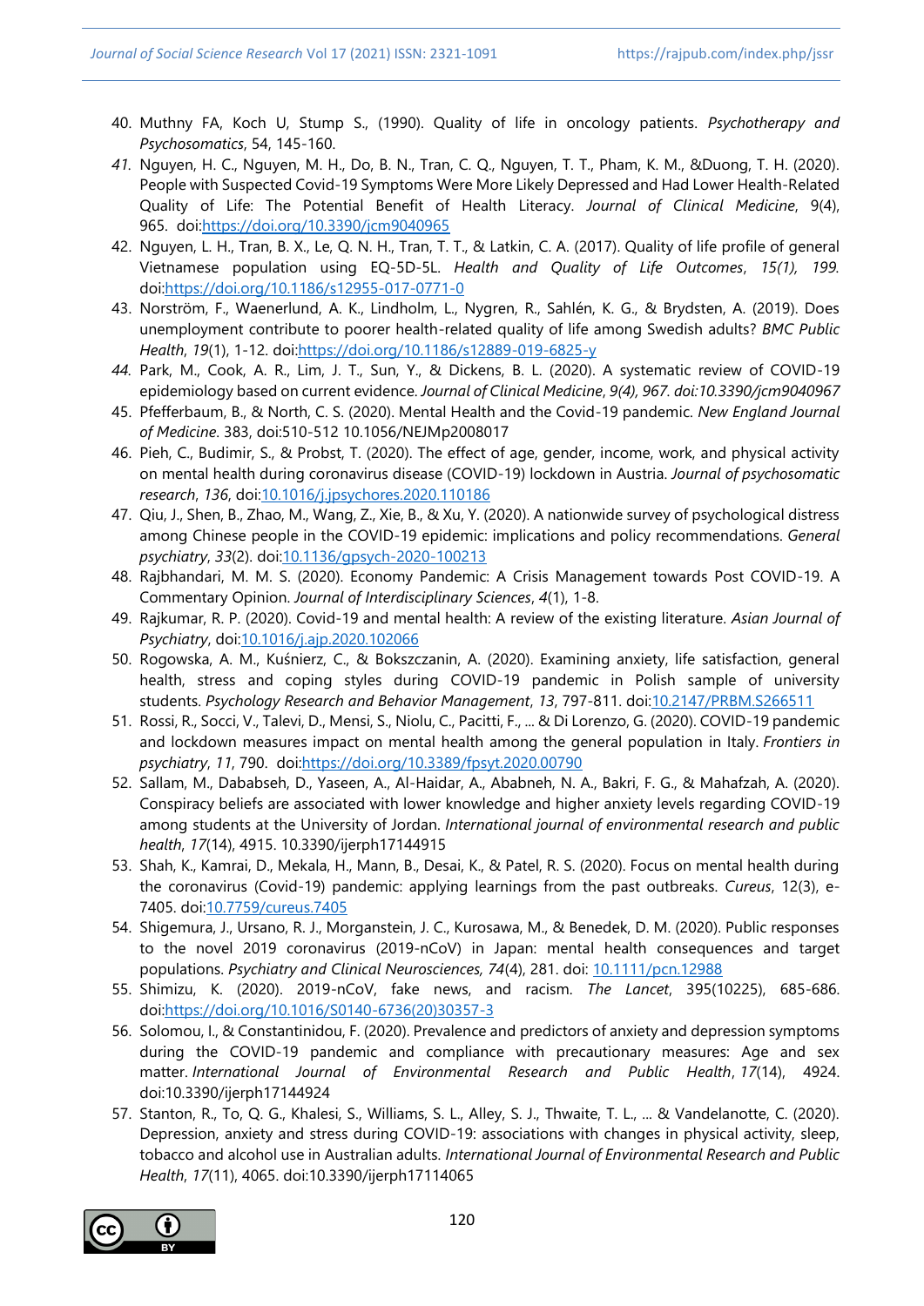40. Muthny FA, Koch U, Stump S., (1990). Quality of life in oncology patients. *Psychotherapy and Psychosomatics*, 54, 145-160.
41. Nguyen, H. C., Nguyen, M. H., Do, B. N., Tran, C. Q., Nguyen, T. T., Pham, K. M., &Duong, T. H. (2020). People with Suspected Covid-19 Symptoms Were More Likely Depressed and Had Lower Health-Related Quality of Life: The Potential Benefit of Health Literacy. *Journal of Clinical Medicine*, 9(4), 965. doi:https://doi.org/10.3390/jcm9040965
42. Nguyen, L. H., Tran, B. X., Le, Q. N. H., Tran, T. T., & Latkin, C. A. (2017). Quality of life profile of general Vietnamese population using EQ-5D-5L. *Health and Quality of Life Outcomes*, *15(1), 199.* doi:https://doi.org/10.1186/s12955-017-0771-0
43. Norström, F., Waenerlund, A. K., Lindholm, L., Nygren, R., Sahlén, K. G., & Brydsten, A. (2019). Does unemployment contribute to poorer health-related quality of life among Swedish adults? *BMC Public Health*, *19*(1), 1-12. doi:https://doi.org/10.1186/s12889-019-6825-y
44. Park, M., Cook, A. R., Lim, J. T., Sun, Y., & Dickens, B. L. (2020). A systematic review of COVID-19 epidemiology based on current evidence. *Journal of Clinical Medicine*, *9(4), 967. doi:10.3390/jcm9040967*
45. Pfefferbaum, B., & North, C. S. (2020). Mental Health and the Covid-19 pandemic. *New England Journal of Medicine*. 383, doi:510-512 10.1056/NEJMp2008017
46. Pieh, C., Budimir, S., & Probst, T. (2020). The effect of age, gender, income, work, and physical activity on mental health during coronavirus disease (COVID-19) lockdown in Austria. *Journal of psychosomatic research*, *136*, doi:10.1016/j.jpsychores.2020.110186
47. Qiu, J., Shen, B., Zhao, M., Wang, Z., Xie, B., & Xu, Y. (2020). A nationwide survey of psychological distress among Chinese people in the COVID-19 epidemic: implications and policy recommendations. *General psychiatry*, *33*(2). doi:10.1136/gpsych-2020-100213
48. Rajbhandari, M. M. S. (2020). Economy Pandemic: A Crisis Management towards Post COVID-19. A Commentary Opinion. *Journal of Interdisciplinary Sciences*, *4*(1), 1-8.
49. Rajkumar, R. P. (2020). Covid-19 and mental health: A review of the existing literature. *Asian Journal of Psychiatry*, doi:10.1016/j.ajp.2020.102066
50. Rogowska, A. M., Kuśnierz, C., & Bokszczanin, A. (2020). Examining anxiety, life satisfaction, general health, stress and coping styles during COVID-19 pandemic in Polish sample of university students. *Psychology Research and Behavior Management*, *13*, 797-811. doi:10.2147/PRBM.S266511
51. Rossi, R., Socci, V., Talevi, D., Mensi, S., Niolu, C., Pacitti, F., ... & Di Lorenzo, G. (2020). COVID-19 pandemic and lockdown measures impact on mental health among the general population in Italy. *Frontiers in psychiatry*, *11*, 790. doi:https://doi.org/10.3389/fpsyt.2020.00790
52. Sallam, M., Dababseh, D., Yaseen, A., Al-Haidar, A., Ababneh, N. A., Bakri, F. G., & Mahafzah, A. (2020). Conspiracy beliefs are associated with lower knowledge and higher anxiety levels regarding COVID-19 among students at the University of Jordan. *International journal of environmental research and public health*, *17*(14), 4915. 10.3390/ijerph17144915
53. Shah, K., Kamrai, D., Mekala, H., Mann, B., Desai, K., & Patel, R. S. (2020). Focus on mental health during the coronavirus (Covid-19) pandemic: applying learnings from the past outbreaks. *Cureus*, 12(3), e-7405. doi:10.7759/cureus.7405
54. Shigemura, J., Ursano, R. J., Morganstein, J. C., Kurosawa, M., & Benedek, D. M. (2020). Public responses to the novel 2019 coronavirus (2019-nCoV) in Japan: mental health consequences and target populations. *Psychiatry and Clinical Neurosciences, 74*(4), 281. doi: 10.1111/pcn.12988
55. Shimizu, K. (2020). 2019-nCoV, fake news, and racism. *The Lancet*, 395(10225), 685-686. doi:https://doi.org/10.1016/S0140-6736(20)30357-3
56. Solomou, I., & Constantinidou, F. (2020). Prevalence and predictors of anxiety and depression symptoms during the COVID-19 pandemic and compliance with precautionary measures: Age and sex matter. *International Journal of Environmental Research and Public Health*, *17*(14), 4924. doi:10.3390/ijerph17144924
57. Stanton, R., To, Q. G., Khalesi, S., Williams, S. L., Alley, S. J., Thwaite, T. L., ... & Vandelanotte, C. (2020). Depression, anxiety and stress during COVID-19: associations with changes in physical activity, sleep, tobacco and alcohol use in Australian adults. *International Journal of Environmental Research and Public Health*, *17*(11), 4065. doi:10.3390/ijerph17114065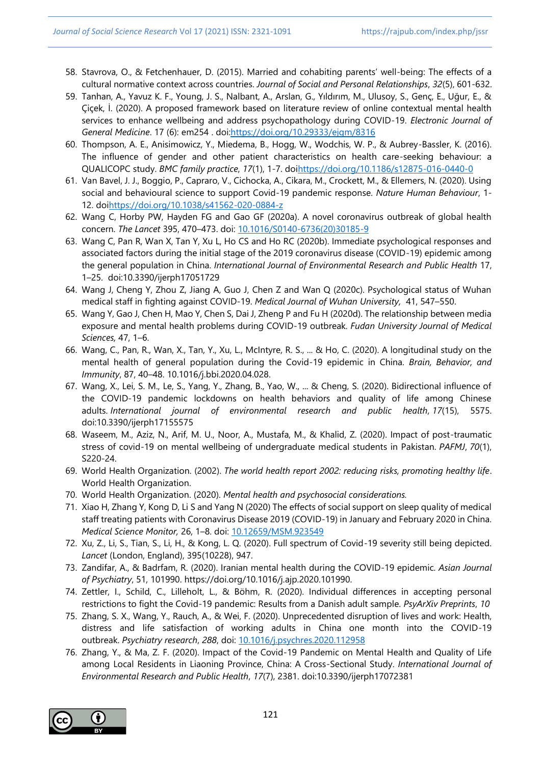58. Stavrova, O., & Fetchenhauer, D. (2015). Married and cohabiting parents' well-being: The effects of a cultural normative context across countries. *Journal of Social and Personal Relationships*, *32*(5), 601-632.
59. Tanhan, A., Yavuz K. F., Young, J. S., Nalbant, A., Arslan, G., Yıldırım, M., Ulusoy, S., Genç, E., Uğur, E., & Çiçek, İ. (2020). A proposed framework based on literature review of online contextual mental health services to enhance wellbeing and address psychopathology during COVID-19. *Electronic Journal of General Medicine*. 17 (6): em254 . doi:https://doi.org/10.29333/ejgm/8316
60. Thompson, A. E., Anisimowicz, Y., Miedema, B., Hogg, W., Wodchis, W. P., & Aubrey-Bassler, K. (2016). The influence of gender and other patient characteristics on health care-seeking behaviour: a QUALICOPC study. *BMC family practice*, *17*(1), 1-7. doihttps://doi.org/10.1186/s12875-016-0440-0
61. Van Bavel, J. J., Boggio, P., Capraro, V., Cichocka, A., Cikara, M., Crockett, M., & Ellemers, N. (2020). Using social and behavioural science to support Covid-19 pandemic response. *Nature Human Behaviour*, 1-12. doihttps://doi.org/10.1038/s41562-020-0884-z
62. Wang C, Horby PW, Hayden FG and Gao GF (2020a). A novel coronavirus outbreak of global health concern. *The Lancet* 395, 470–473. doi: 10.1016/S0140-6736(20)30185-9
63. Wang C, Pan R, Wan X, Tan Y, Xu L, Ho CS and Ho RC (2020b). Immediate psychological responses and associated factors during the initial stage of the 2019 coronavirus disease (COVID-19) epidemic among the general population in China. *International Journal of Environmental Research and Public Health* 17, 1–25. doi:10.3390/ijerph17051729
64. Wang J, Cheng Y, Zhou Z, Jiang A, Guo J, Chen Z and Wan Q (2020c). Psychological status of Wuhan medical staff in fighting against COVID-19. *Medical Journal of Wuhan University,* 41, 547–550.
65. Wang Y, Gao J, Chen H, Mao Y, Chen S, Dai J, Zheng P and Fu H (2020d). The relationship between media exposure and mental health problems during COVID-19 outbreak. *Fudan University Journal of Medical Sciences,* 47, 1–6.
66. Wang, C., Pan, R., Wan, X., Tan, Y., Xu, L., McIntyre, R. S., ... & Ho, C. (2020). A longitudinal study on the mental health of general population during the Covid-19 epidemic in China. *Brain, Behavior, and Immunity*, 87, 40–48. 10.1016/j.bbi.2020.04.028.
67. Wang, X., Lei, S. M., Le, S., Yang, Y., Zhang, B., Yao, W., ... & Cheng, S. (2020). Bidirectional influence of the COVID-19 pandemic lockdowns on health behaviors and quality of life among Chinese adults. *International journal of environmental research and public health*, *17*(15), 5575. doi:10.3390/ijerph17155575
68. Waseem, M., Aziz, N., Arif, M. U., Noor, A., Mustafa, M., & Khalid, Z. (2020). Impact of post-traumatic stress of covid-19 on mental wellbeing of undergraduate medical students in Pakistan. *PAFMJ*, *70*(1), S220-24.
69. World Health Organization. (2002). *The world health report 2002: reducing risks, promoting healthy life*. World Health Organization.
70. World Health Organization. (2020). *Mental health and psychosocial considerations.*
71. Xiao H, Zhang Y, Kong D, Li S and Yang N (2020) The effects of social support on sleep quality of medical staff treating patients with Coronavirus Disease 2019 (COVID-19) in January and February 2020 in China. *Medical Science Monitor,* 26, 1–8. doi: 10.12659/MSM.923549
72. Xu, Z., Li, S., Tian, S., Li, H., & Kong, L. Q. (2020). Full spectrum of Covid-19 severity still being depicted. *Lancet* (London, England), 395(10228), 947.
73. Zandifar, A., & Badrfam, R. (2020). Iranian mental health during the COVID-19 epidemic. *Asian Journal of Psychiatry*, 51, 101990. https://doi.org/10.1016/j.ajp.2020.101990.
74. Zettler, I., Schild, C., Lilleholt, L., & Böhm, R. (2020). Individual differences in accepting personal restrictions to fight the Covid-19 pandemic: Results from a Danish adult sample. *PsyArXiv Preprints*, *10*
75. Zhang, S. X., Wang, Y., Rauch, A., & Wei, F. (2020). Unprecedented disruption of lives and work: Health, distress and life satisfaction of working adults in China one month into the COVID-19 outbreak. *Psychiatry research*, *288*, doi: 10.1016/j.psychres.2020.112958
76. Zhang, Y., & Ma, Z. F. (2020). Impact of the Covid-19 Pandemic on Mental Health and Quality of Life among Local Residents in Liaoning Province, China: A Cross-Sectional Study. *International Journal of Environmental Research and Public Health*, *17*(7), 2381. doi:10.3390/ijerph17072381